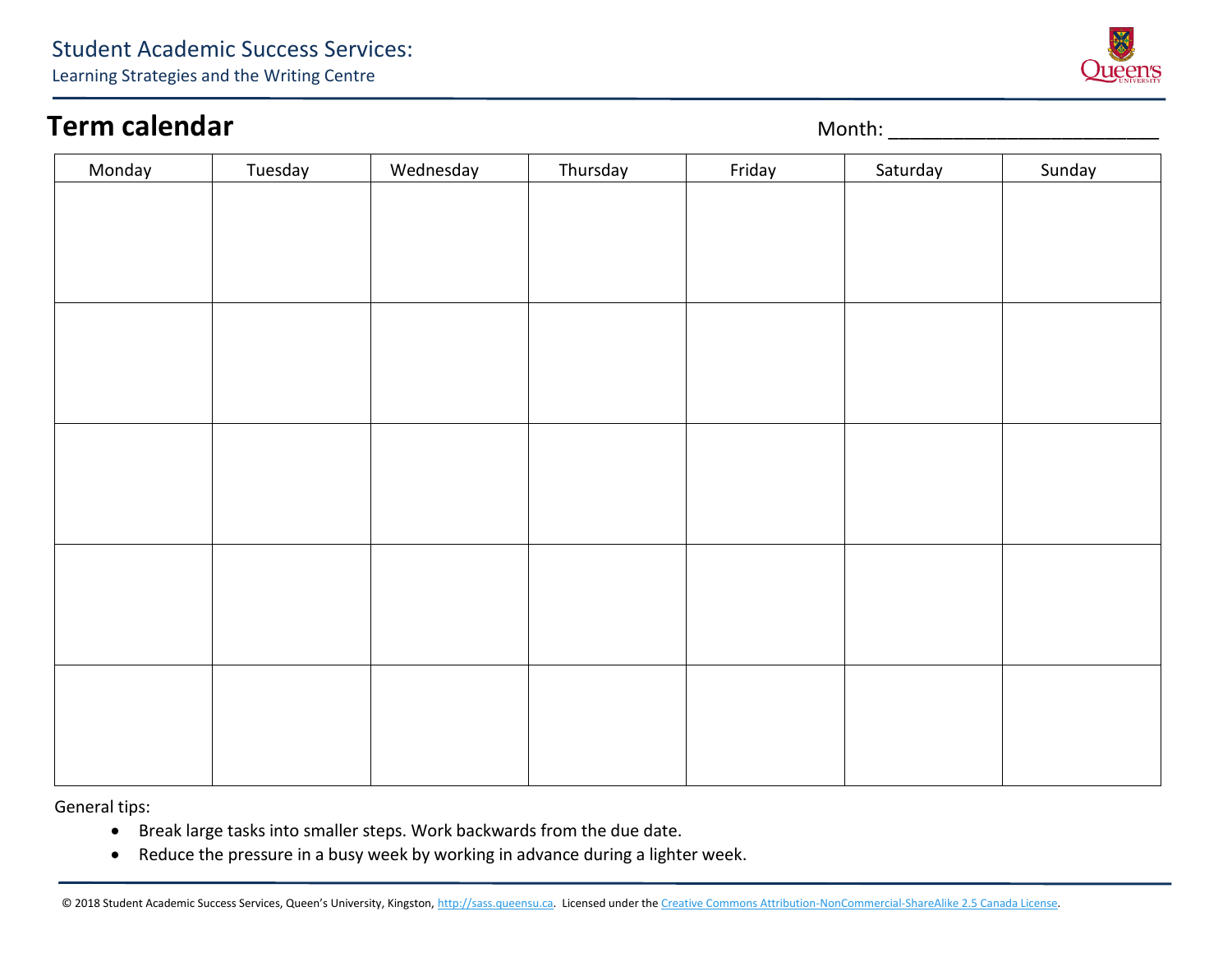Student Academic Success Services:
Learning Strategies and the Writing Centre

# Term calendar

Month: ________________________

| Monday | Tuesday | Wednesday | Thursday | Friday | Saturday | Sunday |
|---|---|---|---|---|---|---|
| | | | | | | |
| | | | | | | |
| | | | | | | |
| | | | | | | |
| | | | | | | |

General tips:

- Break large tasks into smaller steps. Work backwards from the due date.
- Reduce the pressure in a busy week by working in advance during a lighter week.

© 2018 Student Academic Success Services, Queen's University, Kingston, http://sass.queensu.ca. Licensed under the Creative Commons Attribution-NonCommercial-ShareAlike 2.5 Canada License.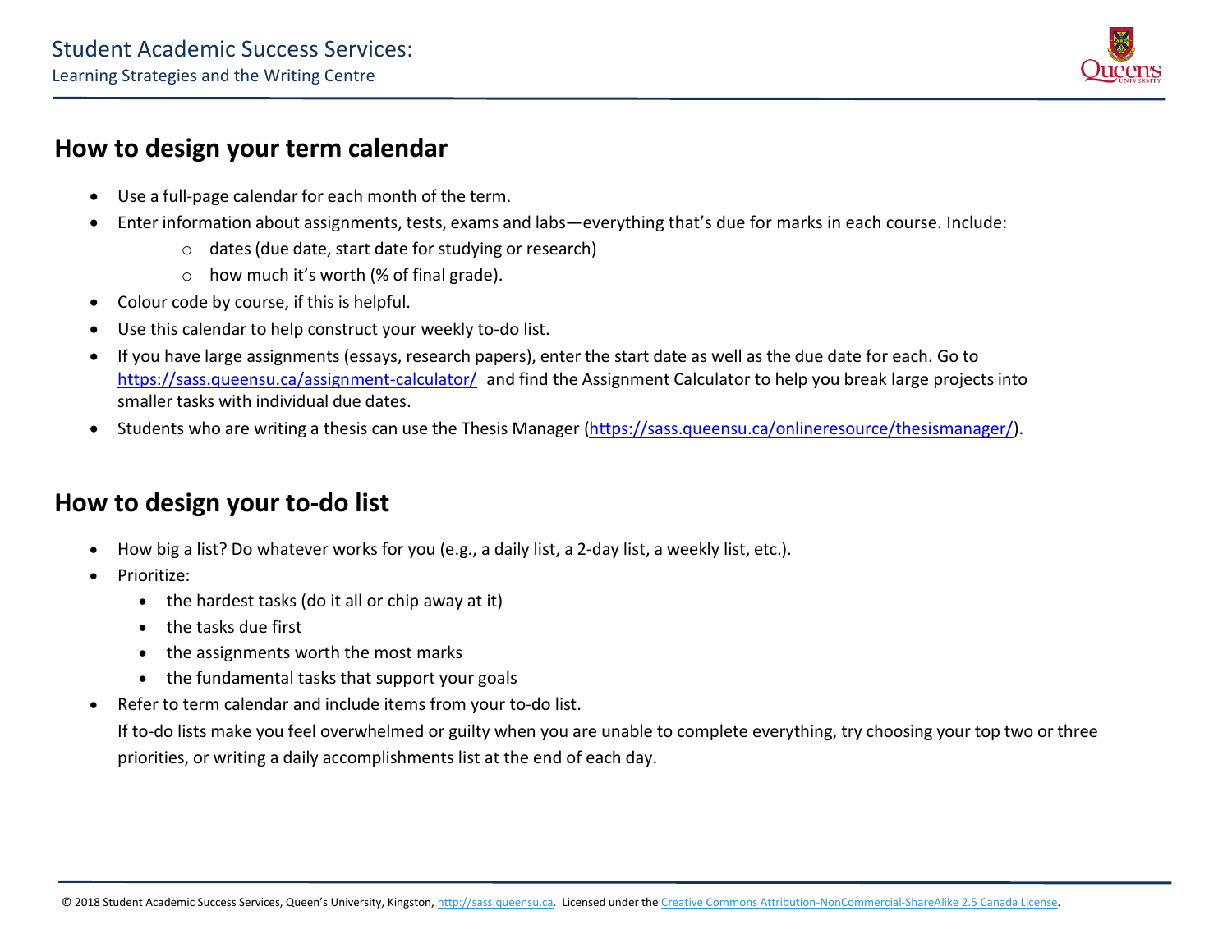## How to design your term calendar

- Use a full-page calendar for each month of the term.
- Enter information about assignments, tests, exams and labs—everything that's due for marks in each course. Include:
  - dates (due date, start date for studying or research)
  - how much it's worth (% of final grade).
- Colour code by course, if this is helpful.
- Use this calendar to help construct your weekly to-do list.
- If you have large assignments (essays, research papers), enter the start date as well as the due date for each. Go to https://sass.queensu.ca/assignment-calculator/ and find the Assignment Calculator to help you break large projects into smaller tasks with individual due dates.
- Students who are writing a thesis can use the Thesis Manager (https://sass.queensu.ca/onlineresource/thesismanager/).

## How to design your to-do list

- How big a list? Do whatever works for you (e.g., a daily list, a 2-day list, a weekly list, etc.).
- Prioritize:
  - the hardest tasks (do it all or chip away at it)
  - the tasks due first
  - the assignments worth the most marks
  - the fundamental tasks that support your goals
- Refer to term calendar and include items from your to-do list.

  If to-do lists make you feel overwhelmed or guilty when you are unable to complete everything, try choosing your top two or three priorities, or writing a daily accomplishments list at the end of each day.